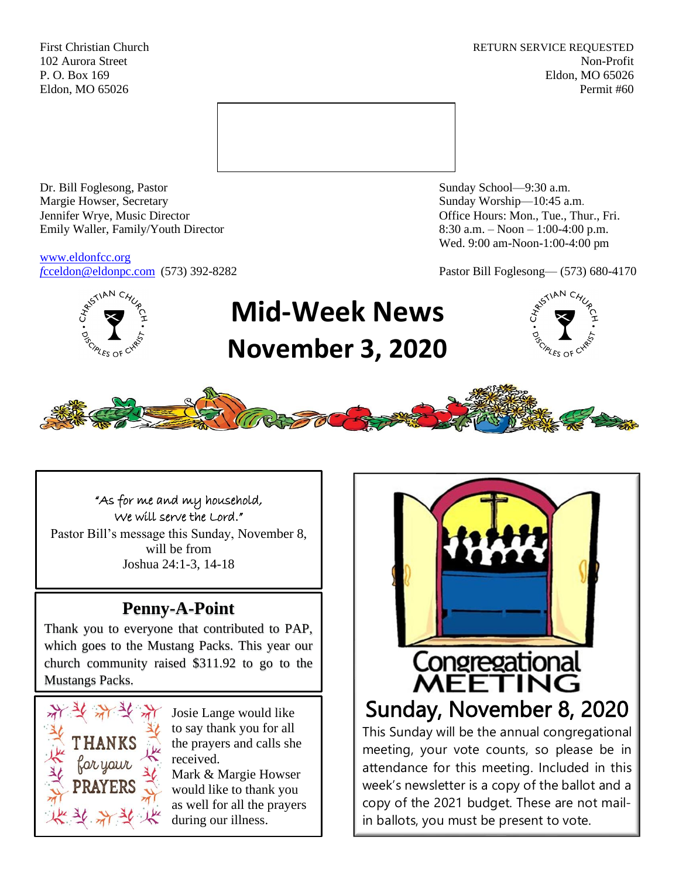First Christian Church
102 Aurora Street
P. O. Box 169
Eldon, MO 65026

RETURN SERVICE REQUESTED
Non-Profit
Eldon, MO 65026
Permit #60

Dr. Bill Foglesong, Pastor
Margie Howser, Secretary
Jennifer Wrye, Music Director
Emily Waller, Family/Youth Director

www.eldonfcc.org
fcceldon@eldonpc.com (573) 392-8282

Sunday School—9:30 a.m.
Sunday Worship—10:45 a.m.
Office Hours: Mon., Tue., Thur., Fri.
8:30 a.m. – Noon – 1:00-4:00 p.m.
Wed. 9:00 am-Noon-1:00-4:00 pm

Pastor Bill Foglesong— (573) 680-4170

# Mid-Week News November 3, 2020

"As for me and my household,
We will serve the Lord."
Pastor Bill's message this Sunday, November 8, will be from
Joshua 24:1-3, 14-18

## Penny-A-Point

Thank you to everyone that contributed to PAP, which goes to the Mustang Packs. This year our church community raised $311.92 to go to the Mustangs Packs.

THANKS for your PRAYERS

Josie Lange would like to say thank you for all the prayers and calls she received.
Mark & Margie Howser would like to thank you as well for all the prayers during our illness.

## Congregational MEETING

## Sunday, November 8, 2020

This Sunday will be the annual congregational meeting, your vote counts, so please be in attendance for this meeting. Included in this week's newsletter is a copy of the ballot and a copy of the 2021 budget. These are not mail-in ballots, you must be present to vote.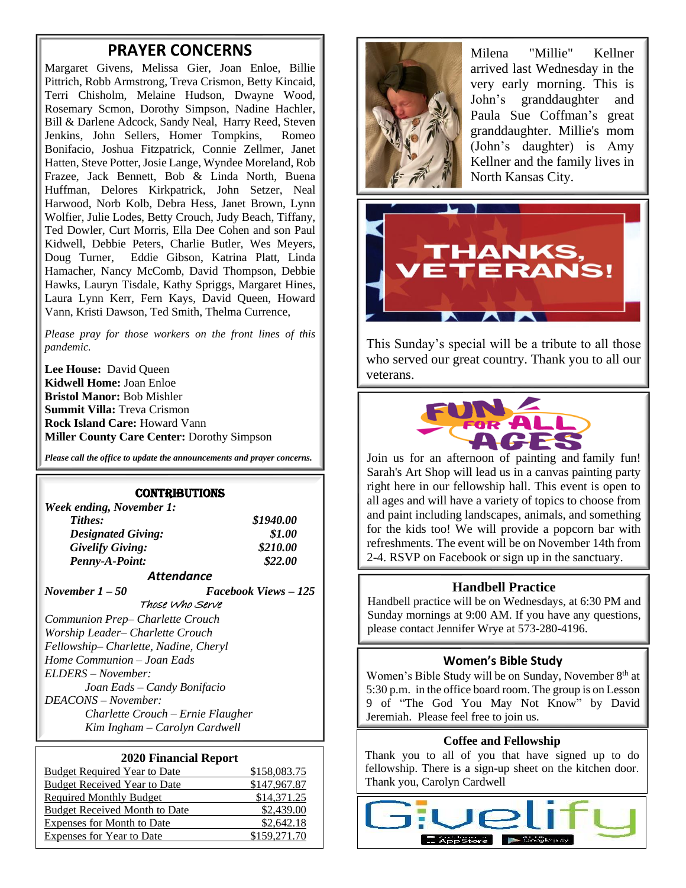## PRAYER CONCERNS

Margaret Givens, Melissa Gier, Joan Enloe, Billie Pittrich, Robb Armstrong, Treva Crismon, Betty Kincaid, Terri Chisholm, Melaine Hudson, Dwayne Wood, Rosemary Scmon, Dorothy Simpson, Nadine Hachler, Bill & Darlene Adcock, Sandy Neal, Harry Reed, Steven Jenkins, John Sellers, Homer Tompkins, Romeo Bonifacio, Joshua Fitzpatrick, Connie Zellmer, Janet Hatten, Steve Potter, Josie Lange, Wyndee Moreland, Rob Frazee, Jack Bennett, Bob & Linda North, Buena Huffman, Delores Kirkpatrick, John Setzer, Neal Harwood, Norb Kolb, Debra Hess, Janet Brown, Lynn Wolfier, Julie Lodes, Betty Crouch, Judy Beach, Tiffany, Ted Dowler, Curt Morris, Ella Dee Cohen and son Paul Kidwell, Debbie Peters, Charlie Butler, Wes Meyers, Doug Turner, Eddie Gibson, Katrina Platt, Linda Hamacher, Nancy McComb, David Thompson, Debbie Hawks, Lauryn Tisdale, Kathy Spriggs, Margaret Hines, Laura Lynn Kerr, Fern Kays, David Queen, Howard Vann, Kristi Dawson, Ted Smith, Thelma Currence,

*Please pray for those workers on the front lines of this pandemic.*

**Lee House:** David Queen
**Kidwell Home:** Joan Enloe
**Bristol Manor:** Bob Mishler
**Summit Villa:** Treva Crismon
**Rock Island Care:** Howard Vann
**Miller County Care Center:** Dorothy Simpson

***Please call the office to update the announcements and prayer concerns.***

### CONTRIBUTIONS

***Week ending, November 1:***

| | |
|---|---|
| ***Tithes:*** | ***$1940.00*** |
| ***Designated Giving:*** | ***$1.00*** |
| ***Givelify Giving:*** | ***$210.00*** |
| ***Penny-A-Point:*** | ***$22.00*** |

### *Attendance*

***November 1 – 50*** ***Facebook Views – 125***

*Those Who Serve*

*Communion Prep– Charlette Crouch*
*Worship Leader– Charlette Crouch*
*Fellowship– Charlette, Nadine, Cheryl*
*Home Communion – Joan Eads*
*ELDERS – November:*
*Joan Eads – Candy Bonifacio*
*DEACONS – November:*
*Charlette Crouch – Ernie Flaugher*
*Kim Ingham – Carolyn Cardwell*

### 2020 Financial Report

| | |
|---|---|
| Budget Required Year to Date | $158,083.75 |
| Budget Received Year to Date | $147,967.87 |
| Required Monthly Budget | $14,371.25 |
| Budget Received Month to Date | $2,439.00 |
| Expenses for Month to Date | $2,642.18 |
| Expenses for Year to Date | $159,271.70 |

Milena "Millie" Kellner arrived last Wednesday in the very early morning. This is John's granddaughter and Paula Sue Coffman's great granddaughter. Millie's mom (John's daughter) is Amy Kellner and the family lives in North Kansas City.

THANKS, VETERANS!

This Sunday's special will be a tribute to all those who served our great country. Thank you to all our veterans.

FUN FOR ALL AGES

Join us for an afternoon of painting and family fun! Sarah's Art Shop will lead us in a canvas painting party right here in our fellowship hall. This event is open to all ages and will have a variety of topics to choose from and paint including landscapes, animals, and something for the kids too! We will provide a popcorn bar with refreshments. The event will be on November 14th from 2-4. RSVP on Facebook or sign up in the sanctuary.

### Handbell Practice

Handbell practice will be on Wednesdays, at 6:30 PM and Sunday mornings at 9:00 AM. If you have any questions, please contact Jennifer Wrye at 573-280-4196.

### Women's Bible Study

Women's Bible Study will be on Sunday, November 8th at 5:30 p.m. in the office board room. The group is on Lesson 9 of "The God You May Not Know" by David Jeremiah. Please feel free to join us.

### Coffee and Fellowship

Thank you to all of you that have signed up to do fellowship. There is a sign-up sheet on the kitchen door. Thank you, Carolyn Cardwell

Givelify